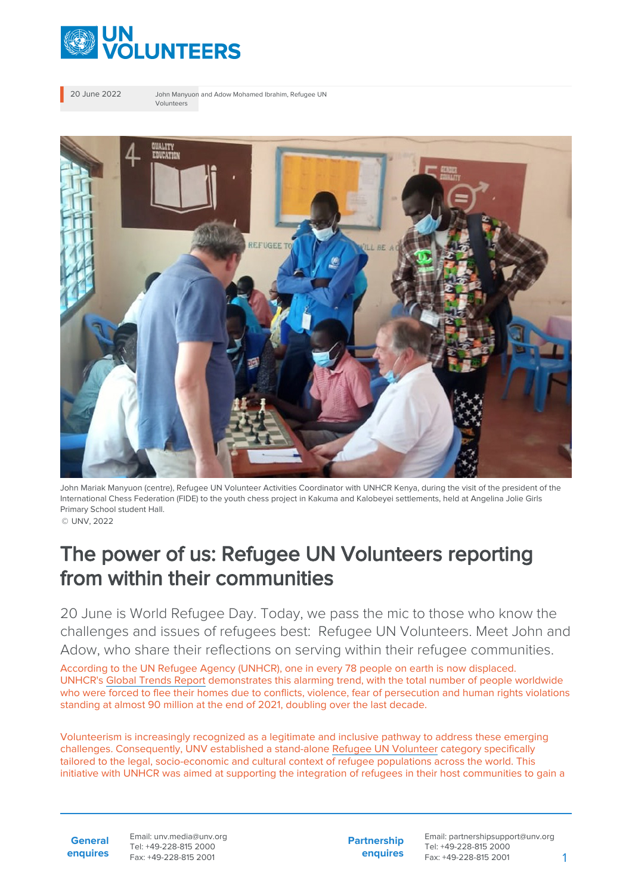20 June 2022

John Manyuon and Adow Mohamed Ibrahim, Refugee UN Volunteers

John Mariak Manyuon (centre), Refugee UN Volunteer Activities Coordinator with UNHCR Kenya, during the visit of the president of the International Chess Federation (FIDE) to the youth chess project in Kakuma and Kalobeyei settlements, held at Angelina Jolie Girls Primary School student Hall.

© UNV, 2022

# The power of us: Refugee UN Volunteers reporting from within their communities

20 June is World Refugee Day. Today, we pass the mic to those who know the challenges and issues of refugees best: Refugee UN Volunteers. Meet John and Adow, who share their reflections on serving within their refugee communities.

According to the UN Refugee Agency (UNHCR), one in every 78 people on earth is now displaced. UNHCR's Global Trends Report demonstrates this alarming trend, with the total number of people worldwide who were forced to flee their homes due to conflicts, violence, fear of persecution and human rights violations standing at almost 90 million at the end of 2021, doubling over the last decade.

Volunteerism is increasingly recognized as a legitimate and inclusive pathway to address these emerging challenges. Consequently, UNV established a stand-alone Refugee UN Volunteer category specifically tailored to the legal, socio-economic and cultural context of refugee populations across the world. This initiative with UNHCR was aimed at supporting the integration of refugees in their host communities to gain a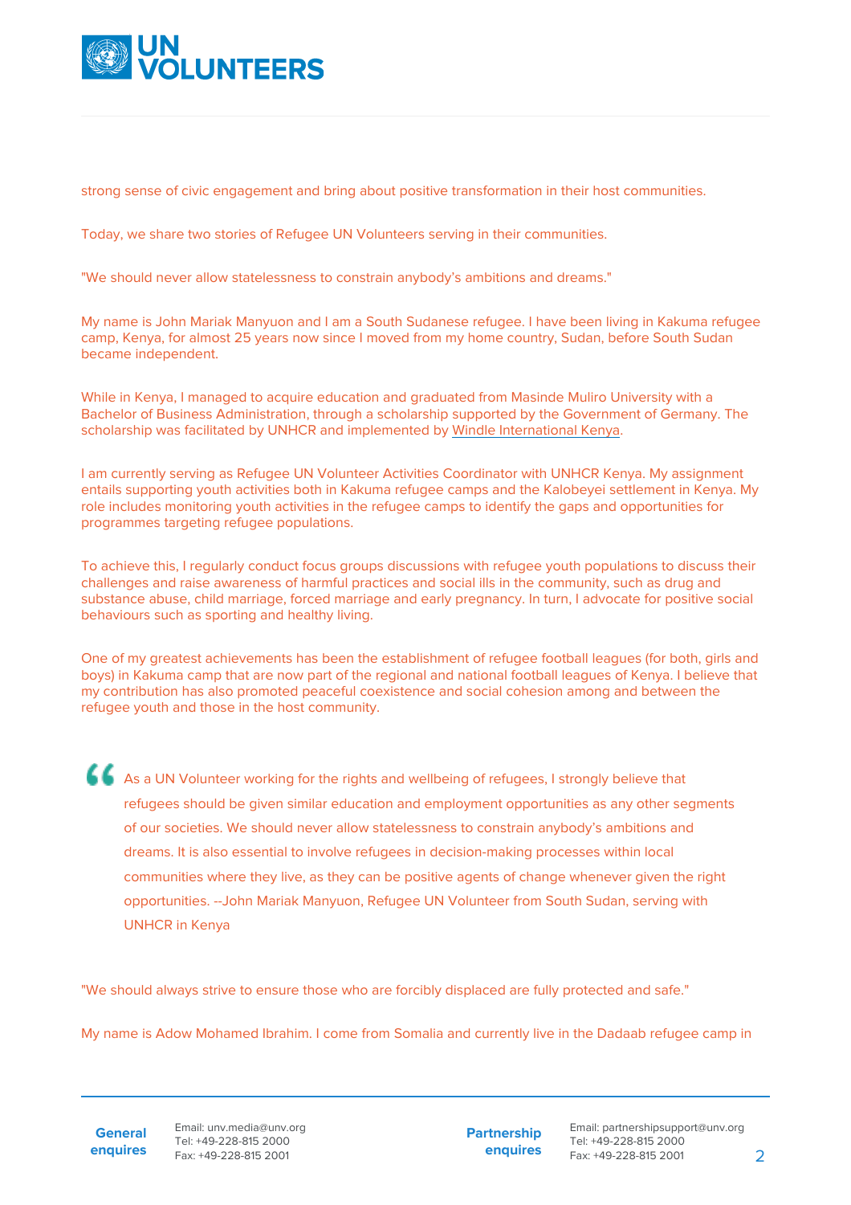strong sense of civic engagement and bring about positive transformation in their host communities.

Today, we share two stories of Refugee UN Volunteers serving in their communities.

"We should never allow statelessness to constrain anybody's ambitions and dreams."

My name is John Mariak Manyuon and I am a South Sudanese refugee. I have been living in Kakuma refugee camp, Kenya, for almost 25 years now since I moved from my home country, Sudan, before South Sudan became independent.

While in Kenya, I managed to acquire education and graduated from Masinde Muliro University with a Bachelor of Business Administration, through a scholarship supported by the Government of Germany. The scholarship was facilitated by UNHCR and implemented by Windle International Kenya.

I am currently serving as Refugee UN Volunteer Activities Coordinator with UNHCR Kenya. My assignment entails supporting youth activities both in Kakuma refugee camps and the Kalobeyei settlement in Kenya. My role includes monitoring youth activities in the refugee camps to identify the gaps and opportunities for programmes targeting refugee populations.

To achieve this, I regularly conduct focus groups discussions with refugee youth populations to discuss their challenges and raise awareness of harmful practices and social ills in the community, such as drug and substance abuse, child marriage, forced marriage and early pregnancy. In turn, I advocate for positive social behaviours such as sporting and healthy living.

One of my greatest achievements has been the establishment of refugee football leagues (for both, girls and boys) in Kakuma camp that are now part of the regional and national football leagues of Kenya. I believe that my contribution has also promoted peaceful coexistence and social cohesion among and between the refugee youth and those in the host community.

> As a UN Volunteer working for the rights and wellbeing of refugees, I strongly believe that refugees should be given similar education and employment opportunities as any other segments of our societies. We should never allow statelessness to constrain anybody's ambitions and dreams. It is also essential to involve refugees in decision-making processes within local communities where they live, as they can be positive agents of change whenever given the right opportunities. --John Mariak Manyuon, Refugee UN Volunteer from South Sudan, serving with UNHCR in Kenya

"We should always strive to ensure those who are forcibly displaced are fully protected and safe."

My name is Adow Mohamed Ibrahim. I come from Somalia and currently live in the Dadaab refugee camp in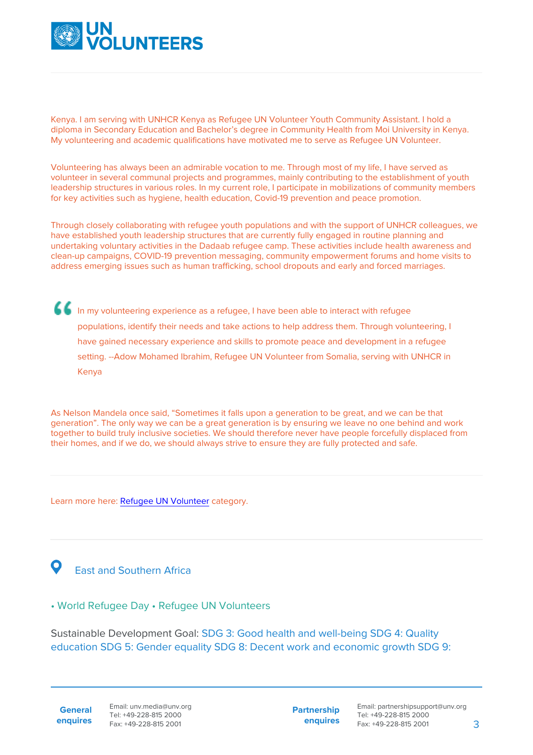Kenya. I am serving with UNHCR Kenya as Refugee UN Volunteer Youth Community Assistant. I hold a diploma in Secondary Education and Bachelor's degree in Community Health from Moi University in Kenya. My volunteering and academic qualifications have motivated me to serve as Refugee UN Volunteer.

Volunteering has always been an admirable vocation to me. Through most of my life, I have served as volunteer in several communal projects and programmes, mainly contributing to the establishment of youth leadership structures in various roles. In my current role, I participate in mobilizations of community members for key activities such as hygiene, health education, Covid-19 prevention and peace promotion.

Through closely collaborating with refugee youth populations and with the support of UNHCR colleagues, we have established youth leadership structures that are currently fully engaged in routine planning and undertaking voluntary activities in the Dadaab refugee camp. These activities include health awareness and clean-up campaigns, COVID-19 prevention messaging, community empowerment forums and home visits to address emerging issues such as human trafficking, school dropouts and early and forced marriages.

> In my volunteering experience as a refugee, I have been able to interact with refugee populations, identify their needs and take actions to help address them. Through volunteering, I have gained necessary experience and skills to promote peace and development in a refugee setting. --Adow Mohamed Ibrahim, Refugee UN Volunteer from Somalia, serving with UNHCR in Kenya

As Nelson Mandela once said, "Sometimes it falls upon a generation to be great, and we can be that generation". The only way we can be a great generation is by ensuring we leave no one behind and work together to build truly inclusive societies. We should therefore never have people forcefully displaced from their homes, and if we do, we should always strive to ensure they are fully protected and safe.

---

Learn more here: Refugee UN Volunteer category.

---

East and Southern Africa

• World Refugee Day • Refugee UN Volunteers

Sustainable Development Goal: SDG 3: Good health and well-being SDG 4: Quality education SDG 5: Gender equality SDG 8: Decent work and economic growth SDG 9:

**General enquires**
Email: unv.media@unv.org
Tel: +49-228-815 2000
Fax: +49-228-815 2001

**Partnership enquires**
Email: partnershipsupport@unv.org
Tel: +49-228-815 2000
Fax: +49-228-815 2001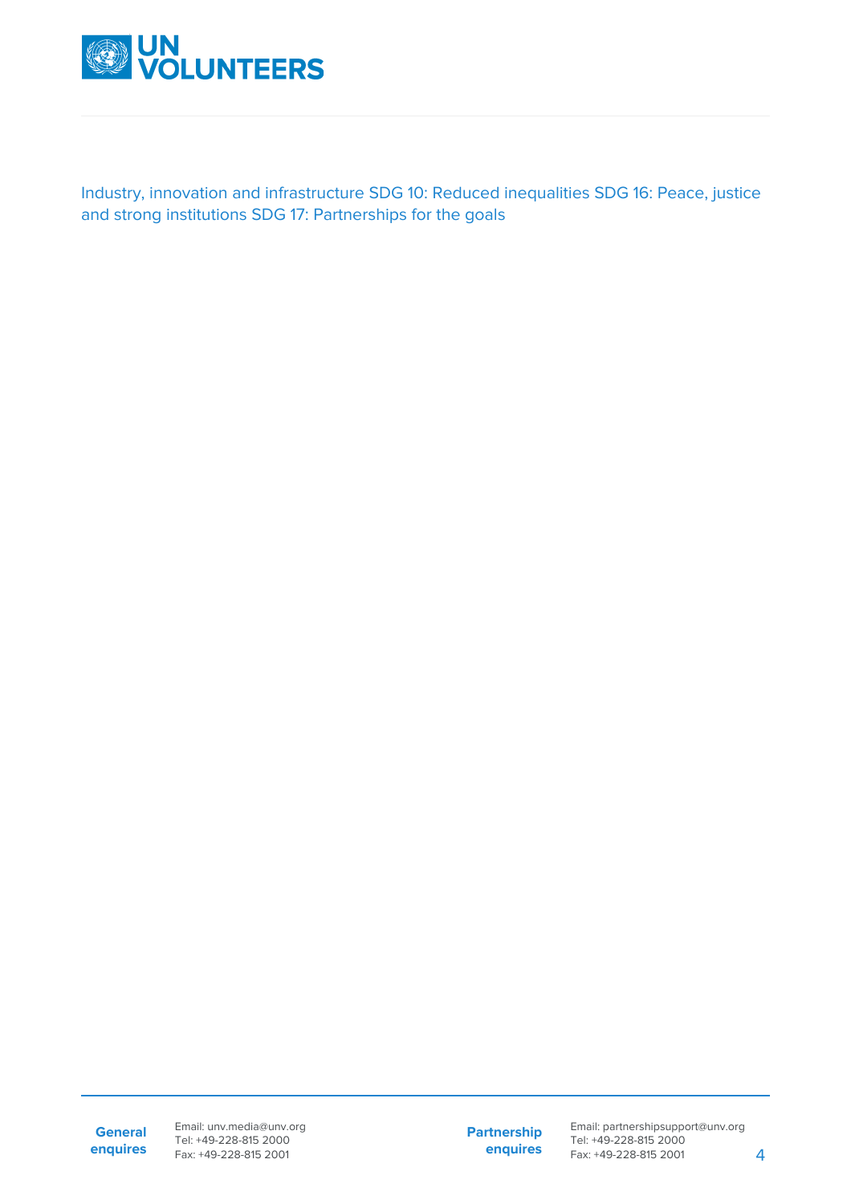Industry, innovation and infrastructure SDG 10: Reduced inequalities SDG 16: Peace, justice and strong institutions SDG 17: Partnerships for the goals